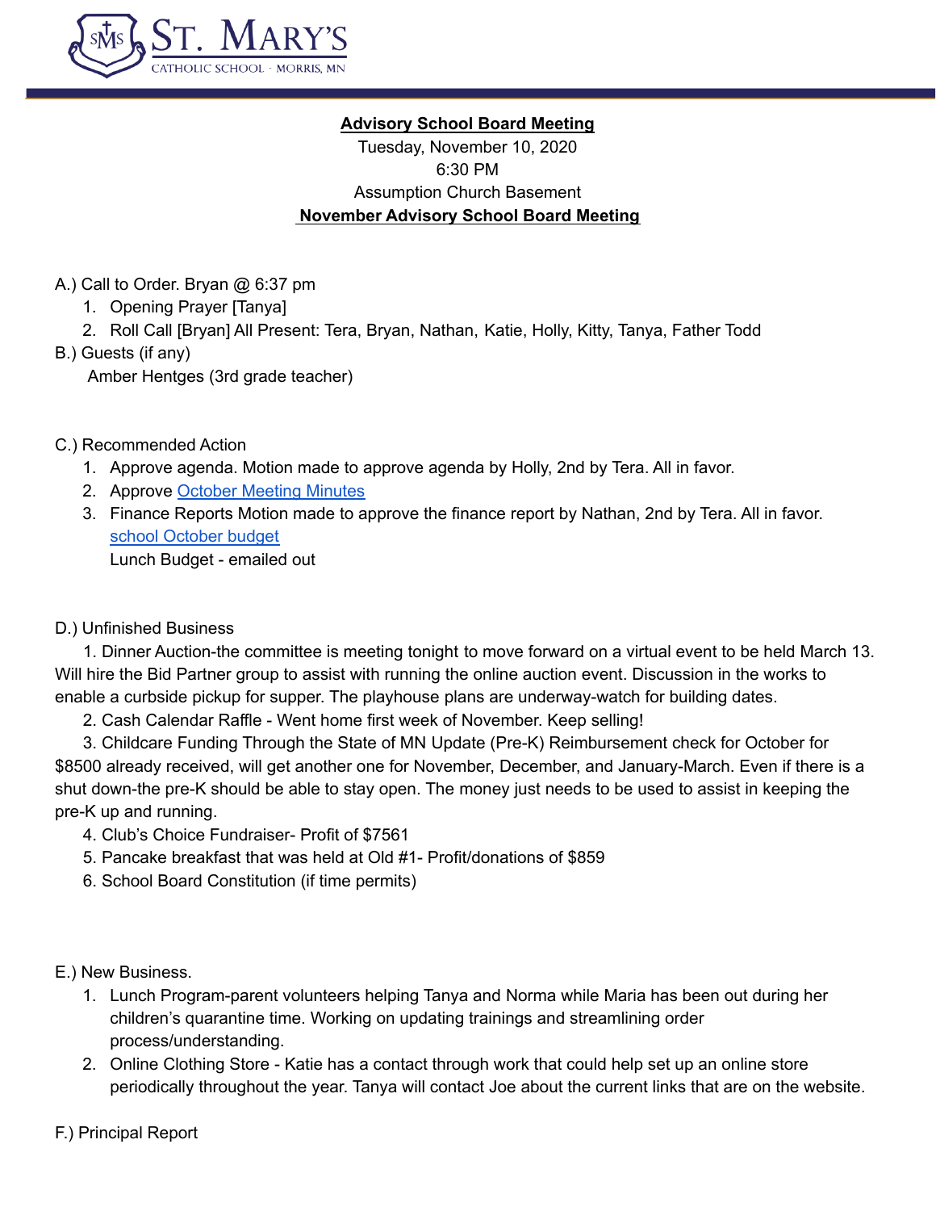# ST. MARY'S
CATHOLIC SCHOOL · MORRIS, MN

**Advisory School Board Meeting**

Tuesday, November 10, 2020

6:30 PM

Assumption Church Basement

**November Advisory School Board Meeting**

A.) Call to Order. Bryan @ 6:37 pm

1. Opening Prayer [Tanya]
2. Roll Call [Bryan] All Present: Tera, Bryan, Nathan, Katie, Holly, Kitty, Tanya, Father Todd

B.) Guests (if any)

Amber Hentges (3rd grade teacher)

C.) Recommended Action

1. Approve agenda. Motion made to approve agenda by Holly, 2nd by Tera. All in favor.
2. Approve October Meeting Minutes
3. Finance Reports Motion made to approve the finance report by Nathan, 2nd by Tera. All in favor. school October budget
   Lunch Budget - emailed out

D.) Unfinished Business

1. Dinner Auction-the committee is meeting tonight to move forward on a virtual event to be held March 13. Will hire the Bid Partner group to assist with running the online auction event. Discussion in the works to enable a curbside pickup for supper. The playhouse plans are underway-watch for building dates.
2. Cash Calendar Raffle - Went home first week of November. Keep selling!
3. Childcare Funding Through the State of MN Update (Pre-K) Reimbursement check for October for $8500 already received, will get another one for November, December, and January-March. Even if there is a shut down-the pre-K should be able to stay open. The money just needs to be used to assist in keeping the pre-K up and running.
4. Club's Choice Fundraiser- Profit of $7561
5. Pancake breakfast that was held at Old #1- Profit/donations of $859
6. School Board Constitution (if time permits)

E.) New Business.

1. Lunch Program-parent volunteers helping Tanya and Norma while Maria has been out during her children's quarantine time. Working on updating trainings and streamlining order process/understanding.
2. Online Clothing Store - Katie has a contact through work that could help set up an online store periodically throughout the year. Tanya will contact Joe about the current links that are on the website.

F.) Principal Report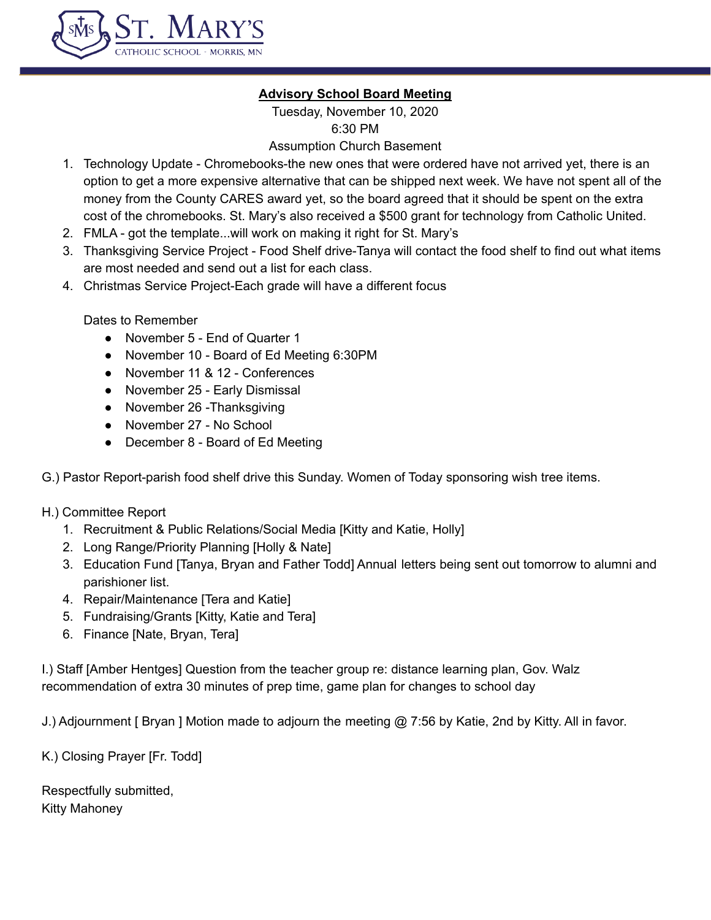**Advisory School Board Meeting**

Tuesday, November 10, 2020
6:30 PM
Assumption Church Basement

1. Technology Update - Chromebooks-the new ones that were ordered have not arrived yet, there is an option to get a more expensive alternative that can be shipped next week. We have not spent all of the money from the County CARES award yet, so the board agreed that it should be spent on the extra cost of the chromebooks. St. Mary's also received a $500 grant for technology from Catholic United.
2. FMLA - got the template...will work on making it right for St. Mary's
3. Thanksgiving Service Project - Food Shelf drive-Tanya will contact the food shelf to find out what items are most needed and send out a list for each class.
4. Christmas Service Project-Each grade will have a different focus

Dates to Remember

- November 5 - End of Quarter 1
- November 10 - Board of Ed Meeting 6:30PM
- November 11 & 12 - Conferences
- November 25 - Early Dismissal
- November 26 -Thanksgiving
- November 27 - No School
- December 8 - Board of Ed Meeting

G.) Pastor Report-parish food shelf drive this Sunday. Women of Today sponsoring wish tree items.

H.) Committee Report

1. Recruitment & Public Relations/Social Media [Kitty and Katie, Holly]
2. Long Range/Priority Planning [Holly & Nate]
3. Education Fund [Tanya, Bryan and Father Todd] Annual letters being sent out tomorrow to alumni and parishioner list.
4. Repair/Maintenance [Tera and Katie]
5. Fundraising/Grants [Kitty, Katie and Tera]
6. Finance [Nate, Bryan, Tera]

I.) Staff [Amber Hentges] Question from the teacher group re: distance learning plan, Gov. Walz recommendation of extra 30 minutes of prep time, game plan for changes to school day

J.) Adjournment [ Bryan ] Motion made to adjourn the meeting @ 7:56 by Katie, 2nd by Kitty. All in favor.

K.) Closing Prayer [Fr. Todd]

Respectfully submitted,
Kitty Mahoney